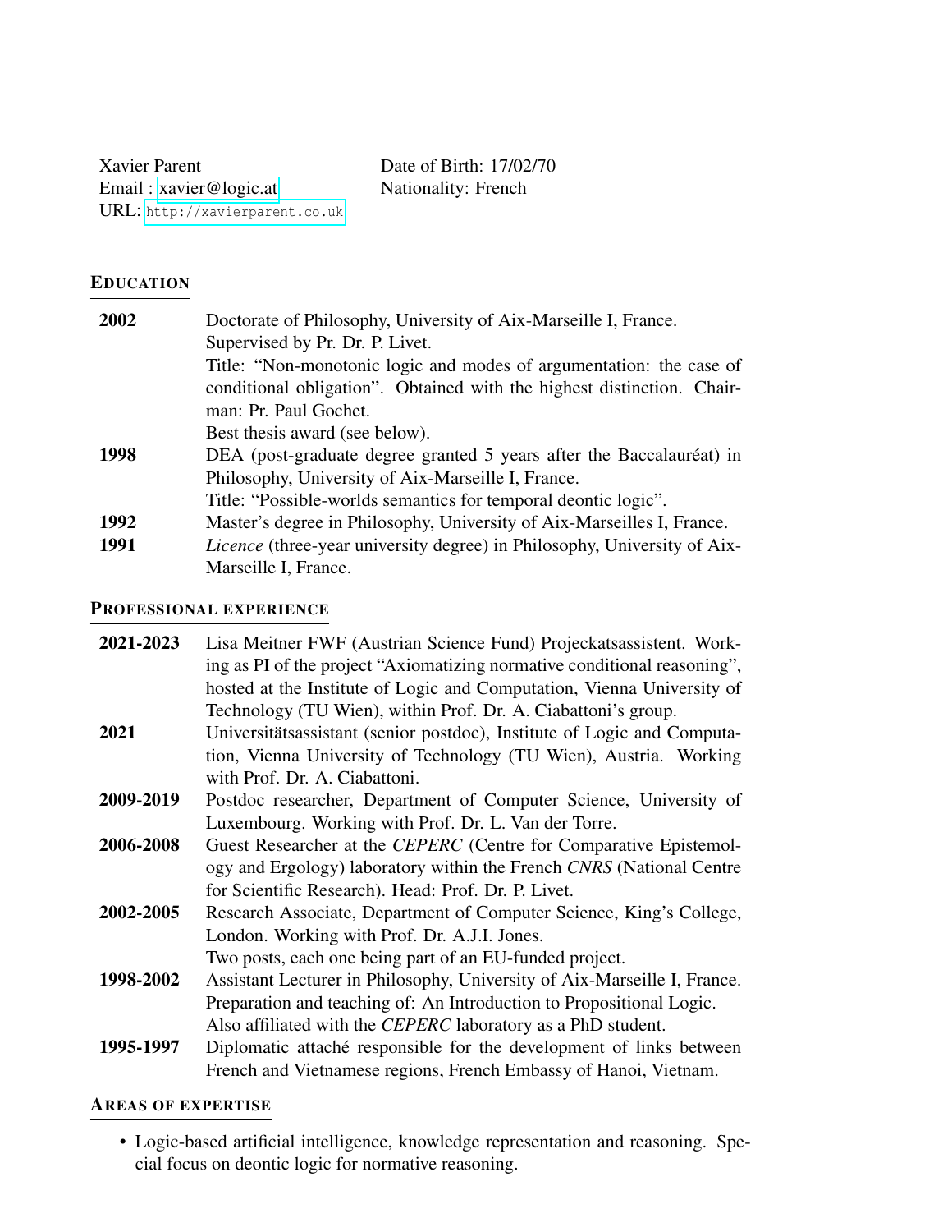Xavier Parent
Email : xavier@logic.at
URL: http://xavierparent.co.uk

Date of Birth: 17/02/70
Nationality: French

## EDUCATION

**2002** Doctorate of Philosophy, University of Aix-Marseille I, France. Supervised by Pr. Dr. P. Livet. Title: "Non-monotonic logic and modes of argumentation: the case of conditional obligation". Obtained with the highest distinction. Chairman: Pr. Paul Gochet. Best thesis award (see below).

**1998** DEA (post-graduate degree granted 5 years after the Baccalauréat) in Philosophy, University of Aix-Marseille I, France. Title: "Possible-worlds semantics for temporal deontic logic".

**1992** Master's degree in Philosophy, University of Aix-Marseilles I, France.

**1991** *Licence* (three-year university degree) in Philosophy, University of Aix-Marseille I, France.

## PROFESSIONAL EXPERIENCE

**2021-2023** Lisa Meitner FWF (Austrian Science Fund) Projeckatsassistent. Working as PI of the project "Axiomatizing normative conditional reasoning", hosted at the Institute of Logic and Computation, Vienna University of Technology (TU Wien), within Prof. Dr. A. Ciabattoni's group.

**2021** Universitätsassistant (senior postdoc), Institute of Logic and Computation, Vienna University of Technology (TU Wien), Austria. Working with Prof. Dr. A. Ciabattoni.

**2009-2019** Postdoc researcher, Department of Computer Science, University of Luxembourg. Working with Prof. Dr. L. Van der Torre.

**2006-2008** Guest Researcher at the *CEPERC* (Centre for Comparative Epistemology and Ergology) laboratory within the French *CNRS* (National Centre for Scientific Research). Head: Prof. Dr. P. Livet.

**2002-2005** Research Associate, Department of Computer Science, King's College, London. Working with Prof. Dr. A.J.I. Jones. Two posts, each one being part of an EU-funded project.

**1998-2002** Assistant Lecturer in Philosophy, University of Aix-Marseille I, France. Preparation and teaching of: An Introduction to Propositional Logic. Also affiliated with the *CEPERC* laboratory as a PhD student.

**1995-1997** Diplomatic attaché responsible for the development of links between French and Vietnamese regions, French Embassy of Hanoi, Vietnam.

## AREAS OF EXPERTISE

- Logic-based artificial intelligence, knowledge representation and reasoning. Special focus on deontic logic for normative reasoning.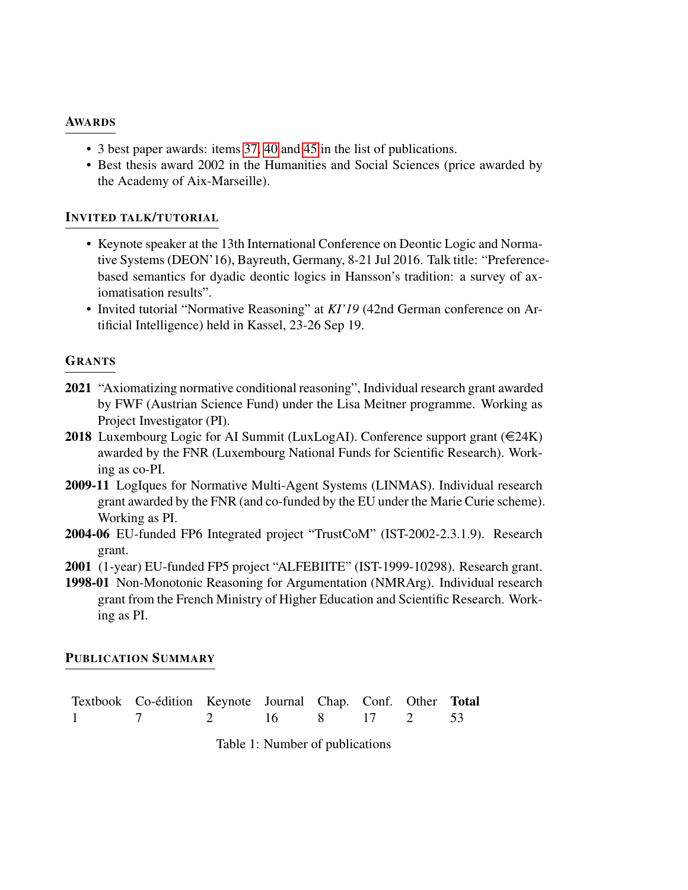## AWARDS

- 3 best paper awards: items 37, 40 and 45 in the list of publications.
- Best thesis award 2002 in the Humanities and Social Sciences (price awarded by the Academy of Aix-Marseille).

## INVITED TALK/TUTORIAL

- Keynote speaker at the 13th International Conference on Deontic Logic and Normative Systems (DEON'16), Bayreuth, Germany, 8-21 Jul 2016. Talk title: "Preference-based semantics for dyadic deontic logics in Hansson's tradition: a survey of axiomatisation results".
- Invited tutorial "Normative Reasoning" at *KI'19* (42nd German conference on Artificial Intelligence) held in Kassel, 23-26 Sep 19.

## GRANTS

**2021** "Axiomatizing normative conditional reasoning", Individual research grant awarded by FWF (Austrian Science Fund) under the Lisa Meitner programme. Working as Project Investigator (PI).

**2018** Luxembourg Logic for AI Summit (LuxLogAI). Conference support grant (€24K) awarded by the FNR (Luxembourg National Funds for Scientific Research). Working as co-PI.

**2009-11** LogIques for Normative Multi-Agent Systems (LINMAS). Individual research grant awarded by the FNR (and co-funded by the EU under the Marie Curie scheme). Working as PI.

**2004-06** EU-funded FP6 Integrated project "TrustCoM" (IST-2002-2.3.1.9). Research grant.

**2001** (1-year) EU-funded FP5 project "ALFEBIITE" (IST-1999-10298). Research grant.

**1998-01** Non-Monotonic Reasoning for Argumentation (NMRArg). Individual research grant from the French Ministry of Higher Education and Scientific Research. Working as PI.

## PUBLICATION SUMMARY

| Textbook | Co-édition | Keynote | Journal | Chap. | Conf. | Other | **Total** |
|---|---|---|---|---|---|---|---|
| 1 | 7 | 2 | 16 | 8 | 17 | 2 | 53 |

Table 1: Number of publications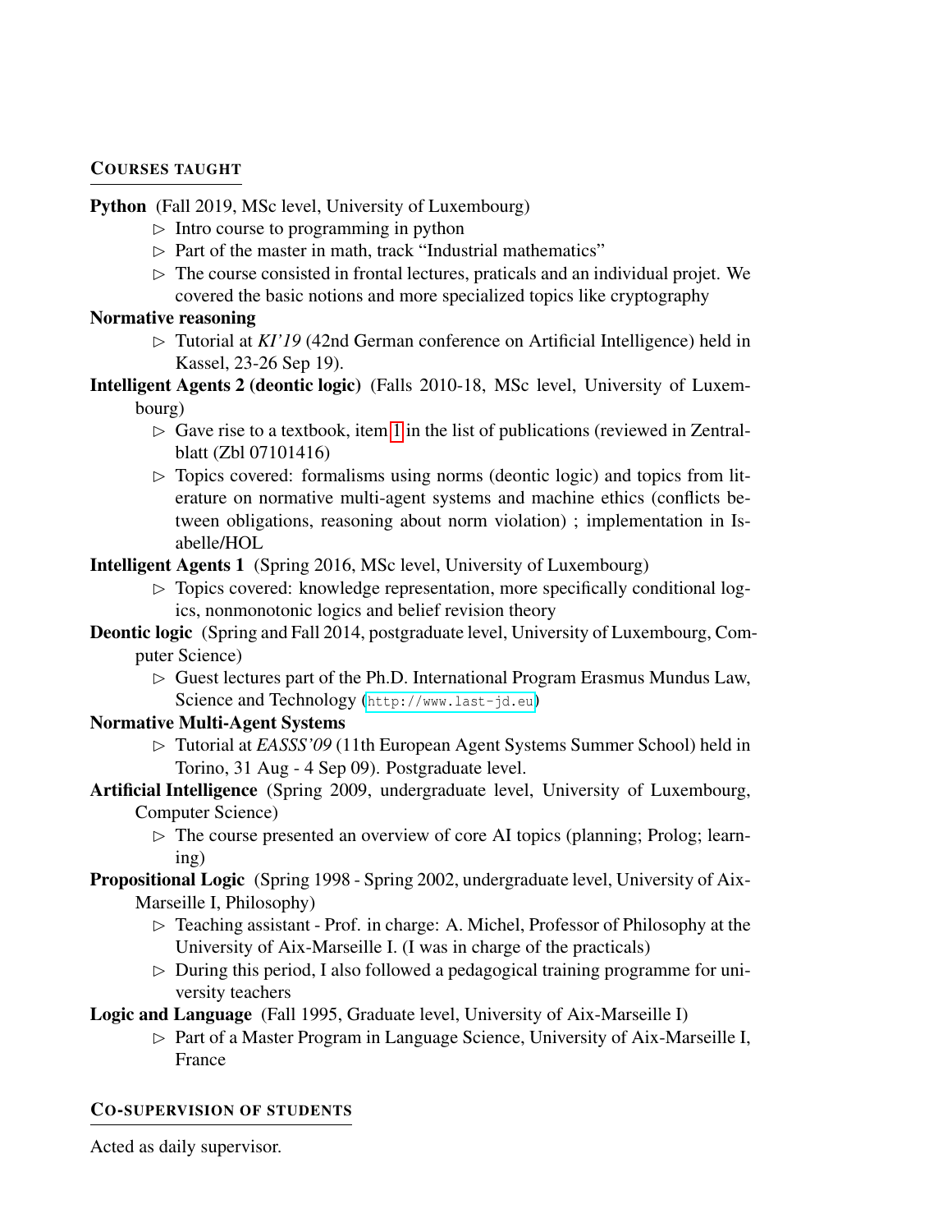## Courses taught

**Python** (Fall 2019, MSc level, University of Luxembourg)

- ▷ Intro course to programming in python
- ▷ Part of the master in math, track "Industrial mathematics"
- ▷ The course consisted in frontal lectures, praticals and an individual projet. We covered the basic notions and more specialized topics like cryptography

**Normative reasoning**

- ▷ Tutorial at *KI'19* (42nd German conference on Artificial Intelligence) held in Kassel, 23-26 Sep 19).

**Intelligent Agents 2 (deontic logic)** (Falls 2010-18, MSc level, University of Luxembourg)

- ▷ Gave rise to a textbook, item 1 in the list of publications (reviewed in Zentralblatt (Zbl 07101416)
- ▷ Topics covered: formalisms using norms (deontic logic) and topics from literature on normative multi-agent systems and machine ethics (conflicts between obligations, reasoning about norm violation) ; implementation in Isabelle/HOL

**Intelligent Agents 1** (Spring 2016, MSc level, University of Luxembourg)

- ▷ Topics covered: knowledge representation, more specifically conditional logics, nonmonotonic logics and belief revision theory

**Deontic logic** (Spring and Fall 2014, postgraduate level, University of Luxembourg, Computer Science)

- ▷ Guest lectures part of the Ph.D. International Program Erasmus Mundus Law, Science and Technology (`http://www.last-jd.eu`)

**Normative Multi-Agent Systems**

- ▷ Tutorial at *EASSS'09* (11th European Agent Systems Summer School) held in Torino, 31 Aug - 4 Sep 09). Postgraduate level.

**Artificial Intelligence** (Spring 2009, undergraduate level, University of Luxembourg, Computer Science)

- ▷ The course presented an overview of core AI topics (planning; Prolog; learning)

**Propositional Logic** (Spring 1998 - Spring 2002, undergraduate level, University of Aix-Marseille I, Philosophy)

- ▷ Teaching assistant - Prof. in charge: A. Michel, Professor of Philosophy at the University of Aix-Marseille I. (I was in charge of the practicals)
- ▷ During this period, I also followed a pedagogical training programme for university teachers

**Logic and Language** (Fall 1995, Graduate level, University of Aix-Marseille I)

- ▷ Part of a Master Program in Language Science, University of Aix-Marseille I, France

## Co-supervision of students

Acted as daily supervisor.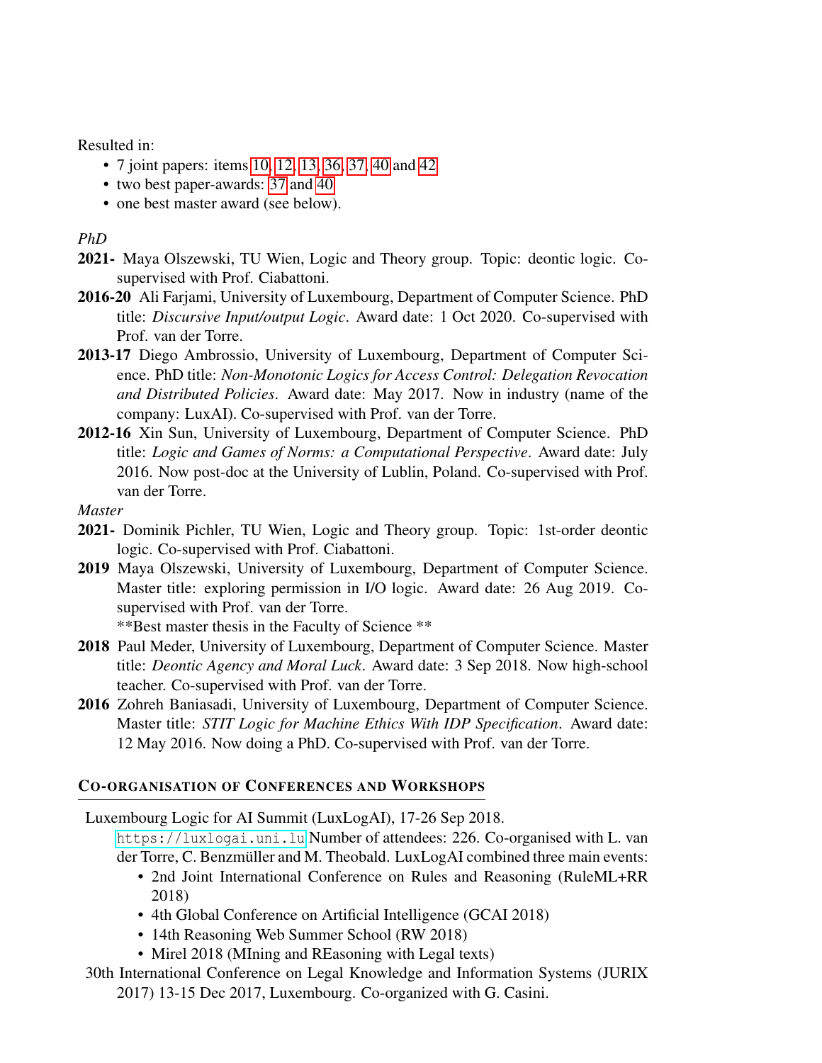Resulted in:

- 7 joint papers: items 10, 12, 13, 36, 37, 40 and 42
- two best paper-awards: 37 and 40
- one best master award (see below).

*PhD*

**2021-** Maya Olszewski, TU Wien, Logic and Theory group. Topic: deontic logic. Co-supervised with Prof. Ciabattoni.

**2016-20** Ali Farjami, University of Luxembourg, Department of Computer Science. PhD title: *Discursive Input/output Logic*. Award date: 1 Oct 2020. Co-supervised with Prof. van der Torre.

**2013-17** Diego Ambrossio, University of Luxembourg, Department of Computer Science. PhD title: *Non-Monotonic Logics for Access Control: Delegation Revocation and Distributed Policies*. Award date: May 2017. Now in industry (name of the company: LuxAI). Co-supervised with Prof. van der Torre.

**2012-16** Xin Sun, University of Luxembourg, Department of Computer Science. PhD title: *Logic and Games of Norms: a Computational Perspective*. Award date: July 2016. Now post-doc at the University of Lublin, Poland. Co-supervised with Prof. van der Torre.

*Master*

**2021-** Dominik Pichler, TU Wien, Logic and Theory group. Topic: 1st-order deontic logic. Co-supervised with Prof. Ciabattoni.

**2019** Maya Olszewski, University of Luxembourg, Department of Computer Science. Master title: exploring permission in I/O logic. Award date: 26 Aug 2019. Co-supervised with Prof. van der Torre.
**Best master thesis in the Faculty of Science **

**2018** Paul Meder, University of Luxembourg, Department of Computer Science. Master title: *Deontic Agency and Moral Luck*. Award date: 3 Sep 2018. Now high-school teacher. Co-supervised with Prof. van der Torre.

**2016** Zohreh Baniasadi, University of Luxembourg, Department of Computer Science. Master title: *STIT Logic for Machine Ethics With IDP Specification*. Award date: 12 May 2016. Now doing a PhD. Co-supervised with Prof. van der Torre.

## Co-organisation of Conferences and Workshops

Luxembourg Logic for AI Summit (LuxLogAI), 17-26 Sep 2018.
https://luxlogai.uni.lu Number of attendees: 226. Co-organised with L. van der Torre, C. Benzmüller and M. Theobald. LuxLogAI combined three main events:

- 2nd Joint International Conference on Rules and Reasoning (RuleML+RR 2018)
- 4th Global Conference on Artificial Intelligence (GCAI 2018)
- 14th Reasoning Web Summer School (RW 2018)
- Mirel 2018 (MIning and REasoning with Legal texts)

30th International Conference on Legal Knowledge and Information Systems (JURIX 2017) 13-15 Dec 2017, Luxembourg. Co-organized with G. Casini.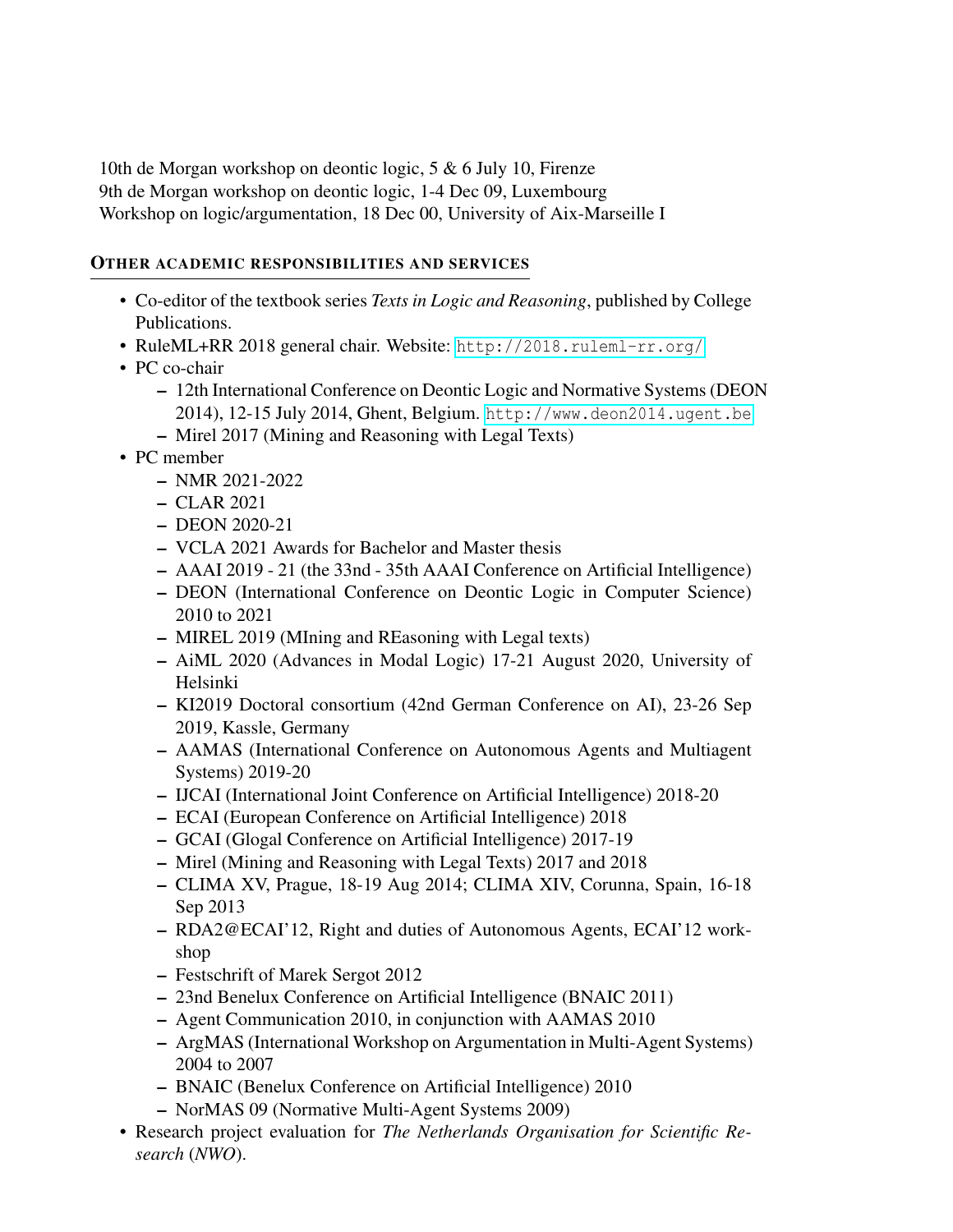10th de Morgan workshop on deontic logic, 5 & 6 July 10, Firenze
9th de Morgan workshop on deontic logic, 1-4 Dec 09, Luxembourg
Workshop on logic/argumentation, 18 Dec 00, University of Aix-Marseille I

## OTHER ACADEMIC RESPONSIBILITIES AND SERVICES

- Co-editor of the textbook series *Texts in Logic and Reasoning*, published by College Publications.
- RuleML+RR 2018 general chair. Website: http://2018.ruleml-rr.org/
- PC co-chair
  - 12th International Conference on Deontic Logic and Normative Systems (DEON 2014), 12-15 July 2014, Ghent, Belgium. http://www.deon2014.ugent.be
  - Mirel 2017 (Mining and Reasoning with Legal Texts)
- PC member
  - NMR 2021-2022
  - CLAR 2021
  - DEON 2020-21
  - VCLA 2021 Awards for Bachelor and Master thesis
  - AAAI 2019 - 21 (the 33nd - 35th AAAI Conference on Artificial Intelligence)
  - DEON (International Conference on Deontic Logic in Computer Science) 2010 to 2021
  - MIREL 2019 (MIning and REasoning with Legal texts)
  - AiML 2020 (Advances in Modal Logic) 17-21 August 2020, University of Helsinki
  - KI2019 Doctoral consortium (42nd German Conference on AI), 23-26 Sep 2019, Kassle, Germany
  - AAMAS (International Conference on Autonomous Agents and Multiagent Systems) 2019-20
  - IJCAI (International Joint Conference on Artificial Intelligence) 2018-20
  - ECAI (European Conference on Artificial Intelligence) 2018
  - GCAI (Glogal Conference on Artificial Intelligence) 2017-19
  - Mirel (Mining and Reasoning with Legal Texts) 2017 and 2018
  - CLIMA XV, Prague, 18-19 Aug 2014; CLIMA XIV, Corunna, Spain, 16-18 Sep 2013
  - RDA2@ECAI'12, Right and duties of Autonomous Agents, ECAI'12 workshop
  - Festschrift of Marek Sergot 2012
  - 23nd Benelux Conference on Artificial Intelligence (BNAIC 2011)
  - Agent Communication 2010, in conjunction with AAMAS 2010
  - ArgMAS (International Workshop on Argumentation in Multi-Agent Systems) 2004 to 2007
  - BNAIC (Benelux Conference on Artificial Intelligence) 2010
  - NorMAS 09 (Normative Multi-Agent Systems 2009)
- Research project evaluation for *The Netherlands Organisation for Scientific Research* (*NWO*).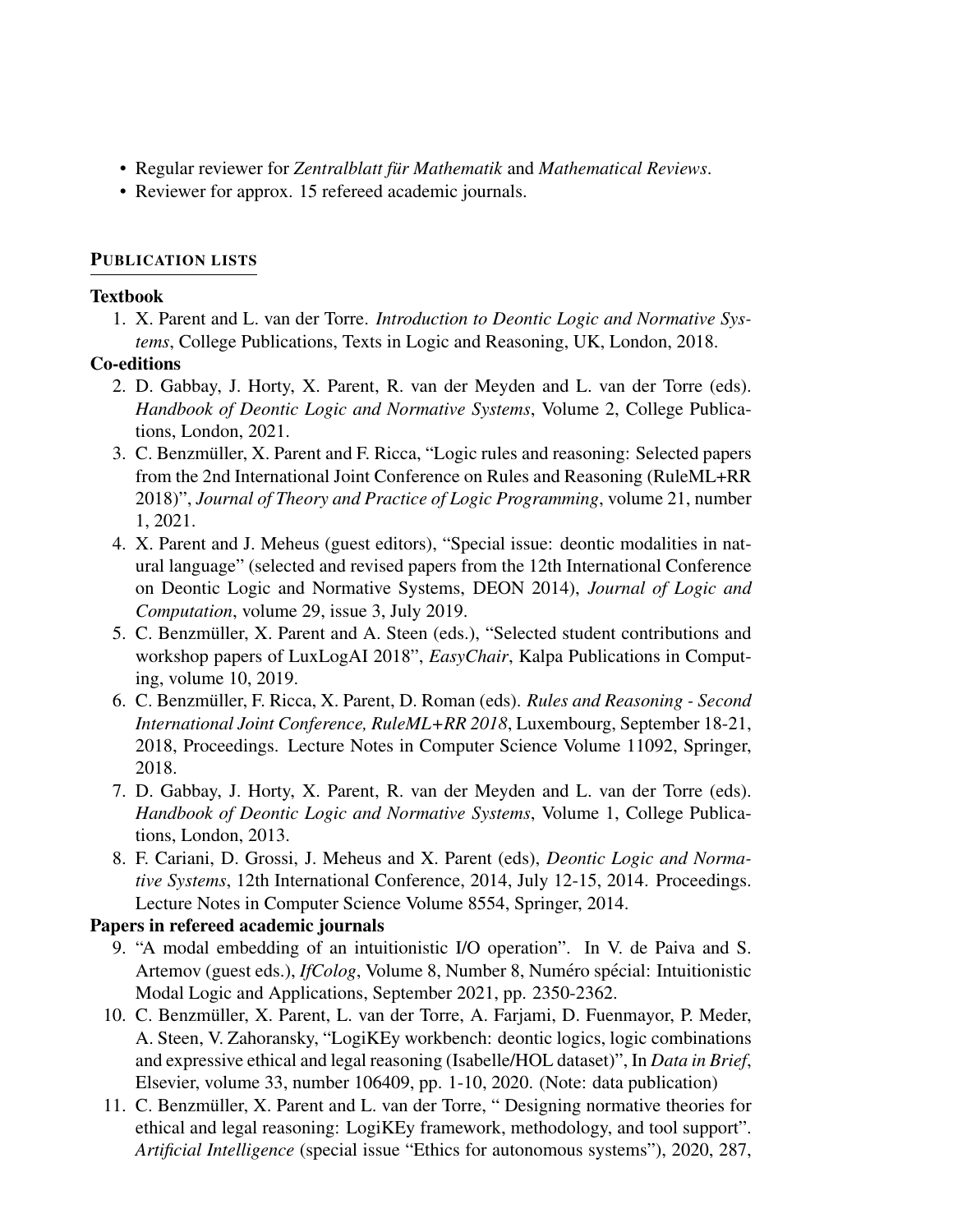- Regular reviewer for *Zentralblatt für Mathematik* and *Mathematical Reviews*.
- Reviewer for approx. 15 refereed academic journals.

## Publication lists

### Textbook

1. X. Parent and L. van der Torre. *Introduction to Deontic Logic and Normative Systems*, College Publications, Texts in Logic and Reasoning, UK, London, 2018.

### Co-editions

2. D. Gabbay, J. Horty, X. Parent, R. van der Meyden and L. van der Torre (eds). *Handbook of Deontic Logic and Normative Systems*, Volume 2, College Publications, London, 2021.
3. C. Benzmüller, X. Parent and F. Ricca, "Logic rules and reasoning: Selected papers from the 2nd International Joint Conference on Rules and Reasoning (RuleML+RR 2018)", *Journal of Theory and Practice of Logic Programming*, volume 21, number 1, 2021.
4. X. Parent and J. Meheus (guest editors), "Special issue: deontic modalities in natural language" (selected and revised papers from the 12th International Conference on Deontic Logic and Normative Systems, DEON 2014), *Journal of Logic and Computation*, volume 29, issue 3, July 2019.
5. C. Benzmüller, X. Parent and A. Steen (eds.), "Selected student contributions and workshop papers of LuxLogAI 2018", *EasyChair*, Kalpa Publications in Computing, volume 10, 2019.
6. C. Benzmüller, F. Ricca, X. Parent, D. Roman (eds). *Rules and Reasoning - Second International Joint Conference, RuleML+RR 2018*, Luxembourg, September 18-21, 2018, Proceedings. Lecture Notes in Computer Science Volume 11092, Springer, 2018.
7. D. Gabbay, J. Horty, X. Parent, R. van der Meyden and L. van der Torre (eds). *Handbook of Deontic Logic and Normative Systems*, Volume 1, College Publications, London, 2013.
8. F. Cariani, D. Grossi, J. Meheus and X. Parent (eds), *Deontic Logic and Normative Systems*, 12th International Conference, 2014, July 12-15, 2014. Proceedings. Lecture Notes in Computer Science Volume 8554, Springer, 2014.

### Papers in refereed academic journals

9. "A modal embedding of an intuitionistic I/O operation". In V. de Paiva and S. Artemov (guest eds.), *IfColog*, Volume 8, Number 8, Numéro spécial: Intuitionistic Modal Logic and Applications, September 2021, pp. 2350-2362.
10. C. Benzmüller, X. Parent, L. van der Torre, A. Farjami, D. Fuenmayor, P. Meder, A. Steen, V. Zahoransky, "LogiKEy workbench: deontic logics, logic combinations and expressive ethical and legal reasoning (Isabelle/HOL dataset)", In *Data in Brief*, Elsevier, volume 33, number 106409, pp. 1-10, 2020. (Note: data publication)
11. C. Benzmüller, X. Parent and L. van der Torre, " Designing normative theories for ethical and legal reasoning: LogiKEy framework, methodology, and tool support". *Artificial Intelligence* (special issue "Ethics for autonomous systems"), 2020, 287,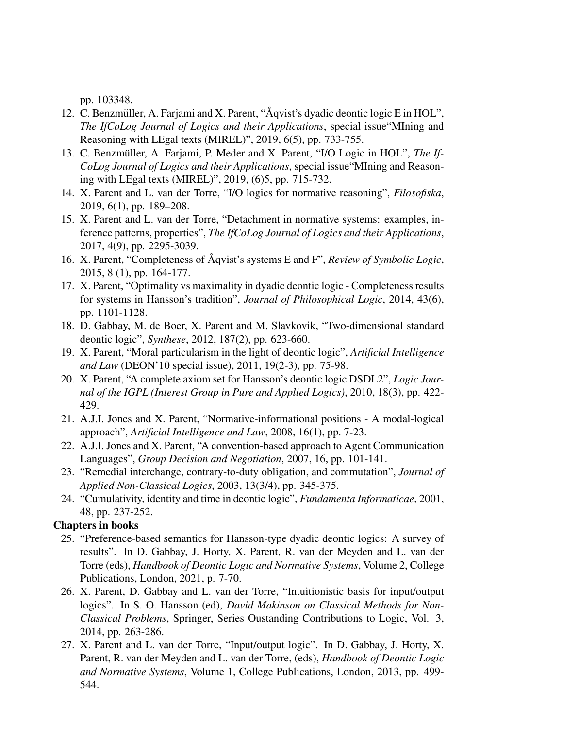pp. 103348.

12. C. Benzmüller, A. Farjami and X. Parent, "Åqvist's dyadic deontic logic E in HOL", *The IfCoLog Journal of Logics and their Applications*, special issue"MIning and Reasoning with LEgal texts (MIREL)", 2019, 6(5), pp. 733-755.
13. C. Benzmüller, A. Farjami, P. Meder and X. Parent, "I/O Logic in HOL", *The IfCoLog Journal of Logics and their Applications*, special issue"MIning and Reasoning with LEgal texts (MIREL)", 2019, (6)5, pp. 715-732.
14. X. Parent and L. van der Torre, "I/O logics for normative reasoning", *Filosofiska*, 2019, 6(1), pp. 189–208.
15. X. Parent and L. van der Torre, "Detachment in normative systems: examples, inference patterns, properties", *The IfCoLog Journal of Logics and their Applications*, 2017, 4(9), pp. 2295-3039.
16. X. Parent, "Completeness of Åqvist's systems E and F", *Review of Symbolic Logic*, 2015, 8 (1), pp. 164-177.
17. X. Parent, "Optimality vs maximality in dyadic deontic logic - Completeness results for systems in Hansson's tradition", *Journal of Philosophical Logic*, 2014, 43(6), pp. 1101-1128.
18. D. Gabbay, M. de Boer, X. Parent and M. Slavkovik, "Two-dimensional standard deontic logic", *Synthese*, 2012, 187(2), pp. 623-660.
19. X. Parent, "Moral particularism in the light of deontic logic", *Artificial Intelligence and Law* (DEON'10 special issue), 2011, 19(2-3), pp. 75-98.
20. X. Parent, "A complete axiom set for Hansson's deontic logic DSDL2", *Logic Journal of the IGPL (Interest Group in Pure and Applied Logics)*, 2010, 18(3), pp. 422-429.
21. A.J.I. Jones and X. Parent, "Normative-informational positions - A modal-logical approach", *Artificial Intelligence and Law*, 2008, 16(1), pp. 7-23.
22. A.J.I. Jones and X. Parent, "A convention-based approach to Agent Communication Languages", *Group Decision and Negotiation*, 2007, 16, pp. 101-141.
23. "Remedial interchange, contrary-to-duty obligation, and commutation", *Journal of Applied Non-Classical Logics*, 2003, 13(3/4), pp. 345-375.
24. "Cumulativity, identity and time in deontic logic", *Fundamenta Informaticae*, 2001, 48, pp. 237-252.

**Chapters in books**

25. "Preference-based semantics for Hansson-type dyadic deontic logics: A survey of results". In D. Gabbay, J. Horty, X. Parent, R. van der Meyden and L. van der Torre (eds), *Handbook of Deontic Logic and Normative Systems*, Volume 2, College Publications, London, 2021, p. 7-70.
26. X. Parent, D. Gabbay and L. van der Torre, "Intuitionistic basis for input/output logics". In S. O. Hansson (ed), *David Makinson on Classical Methods for Non-Classical Problems*, Springer, Series Oustanding Contributions to Logic, Vol. 3, 2014, pp. 263-286.
27. X. Parent and L. van der Torre, "Input/output logic". In D. Gabbay, J. Horty, X. Parent, R. van der Meyden and L. van der Torre, (eds), *Handbook of Deontic Logic and Normative Systems*, Volume 1, College Publications, London, 2013, pp. 499-544.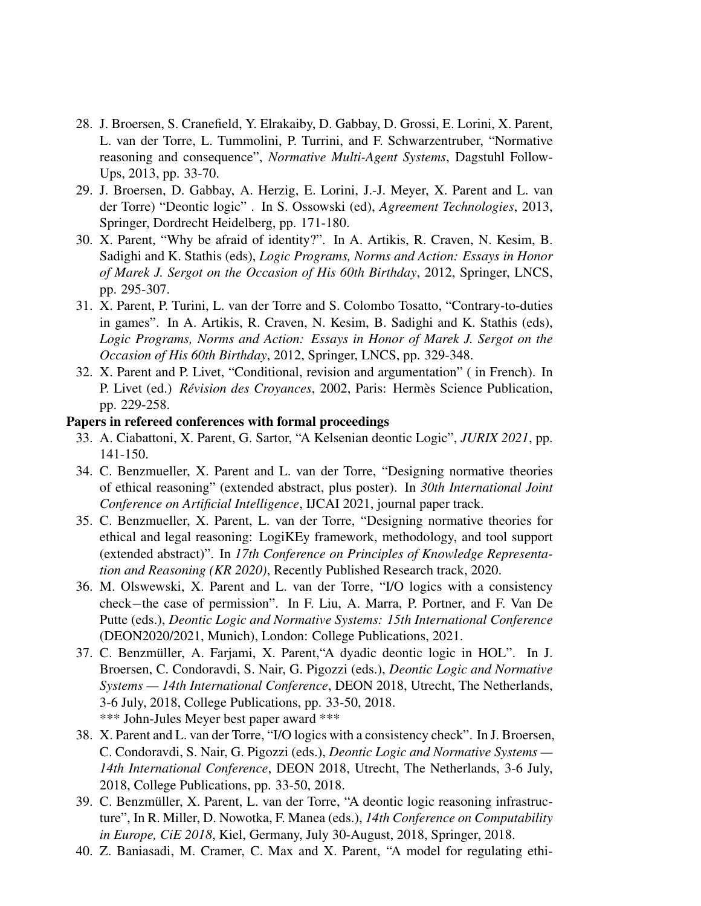28. J. Broersen, S. Cranefield, Y. Elrakaiby, D. Gabbay, D. Grossi, E. Lorini, X. Parent, L. van der Torre, L. Tummolini, P. Turrini, and F. Schwarzentruber, "Normative reasoning and consequence", *Normative Multi-Agent Systems*, Dagstuhl Follow-Ups, 2013, pp. 33-70.
29. J. Broersen, D. Gabbay, A. Herzig, E. Lorini, J.-J. Meyer, X. Parent and L. van der Torre) "Deontic logic" . In S. Ossowski (ed), *Agreement Technologies*, 2013, Springer, Dordrecht Heidelberg, pp. 171-180.
30. X. Parent, "Why be afraid of identity?". In A. Artikis, R. Craven, N. Kesim, B. Sadighi and K. Stathis (eds), *Logic Programs, Norms and Action: Essays in Honor of Marek J. Sergot on the Occasion of His 60th Birthday*, 2012, Springer, LNCS, pp. 295-307.
31. X. Parent, P. Turini, L. van der Torre and S. Colombo Tosatto, "Contrary-to-duties in games". In A. Artikis, R. Craven, N. Kesim, B. Sadighi and K. Stathis (eds), *Logic Programs, Norms and Action: Essays in Honor of Marek J. Sergot on the Occasion of His 60th Birthday*, 2012, Springer, LNCS, pp. 329-348.
32. X. Parent and P. Livet, "Conditional, revision and argumentation" ( in French). In P. Livet (ed.) *Révision des Croyances*, 2002, Paris: Hermès Science Publication, pp. 229-258.

**Papers in refereed conferences with formal proceedings**

33. A. Ciabattoni, X. Parent, G. Sartor, "A Kelsenian deontic Logic", *JURIX 2021*, pp. 141-150.
34. C. Benzmueller, X. Parent and L. van der Torre, "Designing normative theories of ethical reasoning" (extended abstract, plus poster). In *30th International Joint Conference on Artificial Intelligence*, IJCAI 2021, journal paper track.
35. C. Benzmueller, X. Parent, L. van der Torre, "Designing normative theories for ethical and legal reasoning: LogiKEy framework, methodology, and tool support (extended abstract)". In *17th Conference on Principles of Knowledge Representation and Reasoning (KR 2020)*, Recently Published Research track, 2020.
36. M. Olswewski, X. Parent and L. van der Torre, "I/O logics with a consistency check−the case of permission". In F. Liu, A. Marra, P. Portner, and F. Van De Putte (eds.), *Deontic Logic and Normative Systems: 15th International Conference* (DEON2020/2021, Munich), London: College Publications, 2021.
37. C. Benzmüller, A. Farjami, X. Parent,"A dyadic deontic logic in HOL". In J. Broersen, C. Condoravdi, S. Nair, G. Pigozzi (eds.), *Deontic Logic and Normative Systems — 14th International Conference*, DEON 2018, Utrecht, The Netherlands, 3-6 July, 2018, College Publications, pp. 33-50, 2018.
    *** John-Jules Meyer best paper award ***
38. X. Parent and L. van der Torre, "I/O logics with a consistency check". In J. Broersen, C. Condoravdi, S. Nair, G. Pigozzi (eds.), *Deontic Logic and Normative Systems — 14th International Conference*, DEON 2018, Utrecht, The Netherlands, 3-6 July, 2018, College Publications, pp. 33-50, 2018.
39. C. Benzmüller, X. Parent, L. van der Torre, "A deontic logic reasoning infrastructure", In R. Miller, D. Nowotka, F. Manea (eds.), *14th Conference on Computability in Europe, CiE 2018*, Kiel, Germany, July 30-August, 2018, Springer, 2018.
40. Z. Baniasadi, M. Cramer, C. Max and X. Parent, "A model for regulating ethi-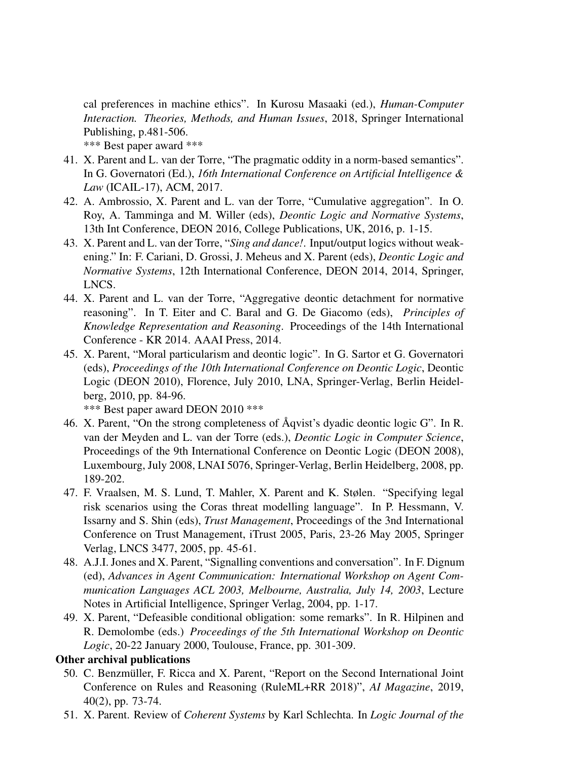cal preferences in machine ethics". In Kurosu Masaaki (ed.), *Human-Computer Interaction. Theories, Methods, and Human Issues*, 2018, Springer International Publishing, p.481-506.
*** Best paper award ***

41. X. Parent and L. van der Torre, "The pragmatic oddity in a norm-based semantics". In G. Governatori (Ed.), *16th International Conference on Artificial Intelligence & Law* (ICAIL-17), ACM, 2017.
42. A. Ambrossio, X. Parent and L. van der Torre, "Cumulative aggregation". In O. Roy, A. Tamminga and M. Willer (eds), *Deontic Logic and Normative Systems*, 13th Int Conference, DEON 2016, College Publications, UK, 2016, p. 1-15.
43. X. Parent and L. van der Torre, "*Sing and dance!*. Input/output logics without weakening." In: F. Cariani, D. Grossi, J. Meheus and X. Parent (eds), *Deontic Logic and Normative Systems*, 12th International Conference, DEON 2014, 2014, Springer, LNCS.
44. X. Parent and L. van der Torre, "Aggregative deontic detachment for normative reasoning". In T. Eiter and C. Baral and G. De Giacomo (eds), *Principles of Knowledge Representation and Reasoning*. Proceedings of the 14th International Conference - KR 2014. AAAI Press, 2014.
45. X. Parent, "Moral particularism and deontic logic". In G. Sartor et G. Governatori (eds), *Proceedings of the 10th International Conference on Deontic Logic*, Deontic Logic (DEON 2010), Florence, July 2010, LNA, Springer-Verlag, Berlin Heidelberg, 2010, pp. 84-96.
*** Best paper award DEON 2010 ***
46. X. Parent, "On the strong completeness of Åqvist's dyadic deontic logic G". In R. van der Meyden and L. van der Torre (eds.), *Deontic Logic in Computer Science*, Proceedings of the 9th International Conference on Deontic Logic (DEON 2008), Luxembourg, July 2008, LNAI 5076, Springer-Verlag, Berlin Heidelberg, 2008, pp. 189-202.
47. F. Vraalsen, M. S. Lund, T. Mahler, X. Parent and K. Stølen. "Specifying legal risk scenarios using the Coras threat modelling language". In P. Hessmann, V. Issarny and S. Shin (eds), *Trust Management*, Proceedings of the 3nd International Conference on Trust Management, iTrust 2005, Paris, 23-26 May 2005, Springer Verlag, LNCS 3477, 2005, pp. 45-61.
48. A.J.I. Jones and X. Parent, "Signalling conventions and conversation". In F. Dignum (ed), *Advances in Agent Communication: International Workshop on Agent Communication Languages ACL 2003, Melbourne, Australia, July 14, 2003*, Lecture Notes in Artificial Intelligence, Springer Verlag, 2004, pp. 1-17.
49. X. Parent, "Defeasible conditional obligation: some remarks". In R. Hilpinen and R. Demolombe (eds.) *Proceedings of the 5th International Workshop on Deontic Logic*, 20-22 January 2000, Toulouse, France, pp. 301-309.

**Other archival publications**

50. C. Benzmüller, F. Ricca and X. Parent, "Report on the Second International Joint Conference on Rules and Reasoning (RuleML+RR 2018)", *AI Magazine*, 2019, 40(2), pp. 73-74.
51. X. Parent. Review of *Coherent Systems* by Karl Schlechta. In *Logic Journal of the*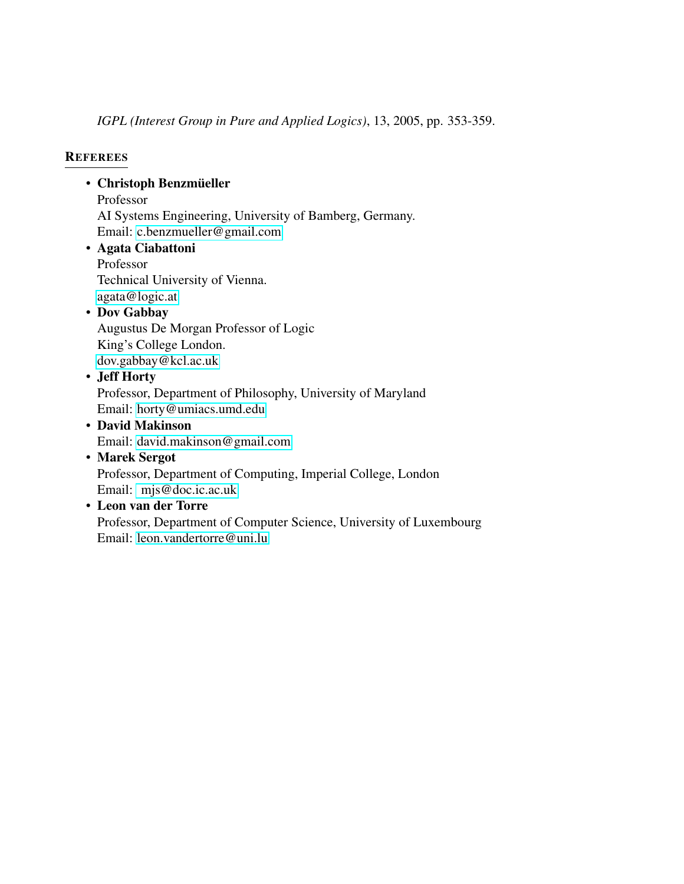*IGPL (Interest Group in Pure and Applied Logics)*, 13, 2005, pp. 353-359.

## REFEREES

- **Christoph Benzmüeller**
  Professor
  AI Systems Engineering, University of Bamberg, Germany.
  Email: c.benzmueller@gmail.com
- **Agata Ciabattoni**
  Professor
  Technical University of Vienna.
  agata@logic.at
- **Dov Gabbay**
  Augustus De Morgan Professor of Logic
  King's College London.
  dov.gabbay@kcl.ac.uk
- **Jeff Horty**
  Professor, Department of Philosophy, University of Maryland
  Email: horty@umiacs.umd.edu
- **David Makinson**
  Email: david.makinson@gmail.com
- **Marek Sergot**
  Professor, Department of Computing, Imperial College, London
  Email: mjs@doc.ic.ac.uk
- **Leon van der Torre**
  Professor, Department of Computer Science, University of Luxembourg
  Email: leon.vandertorre@uni.lu